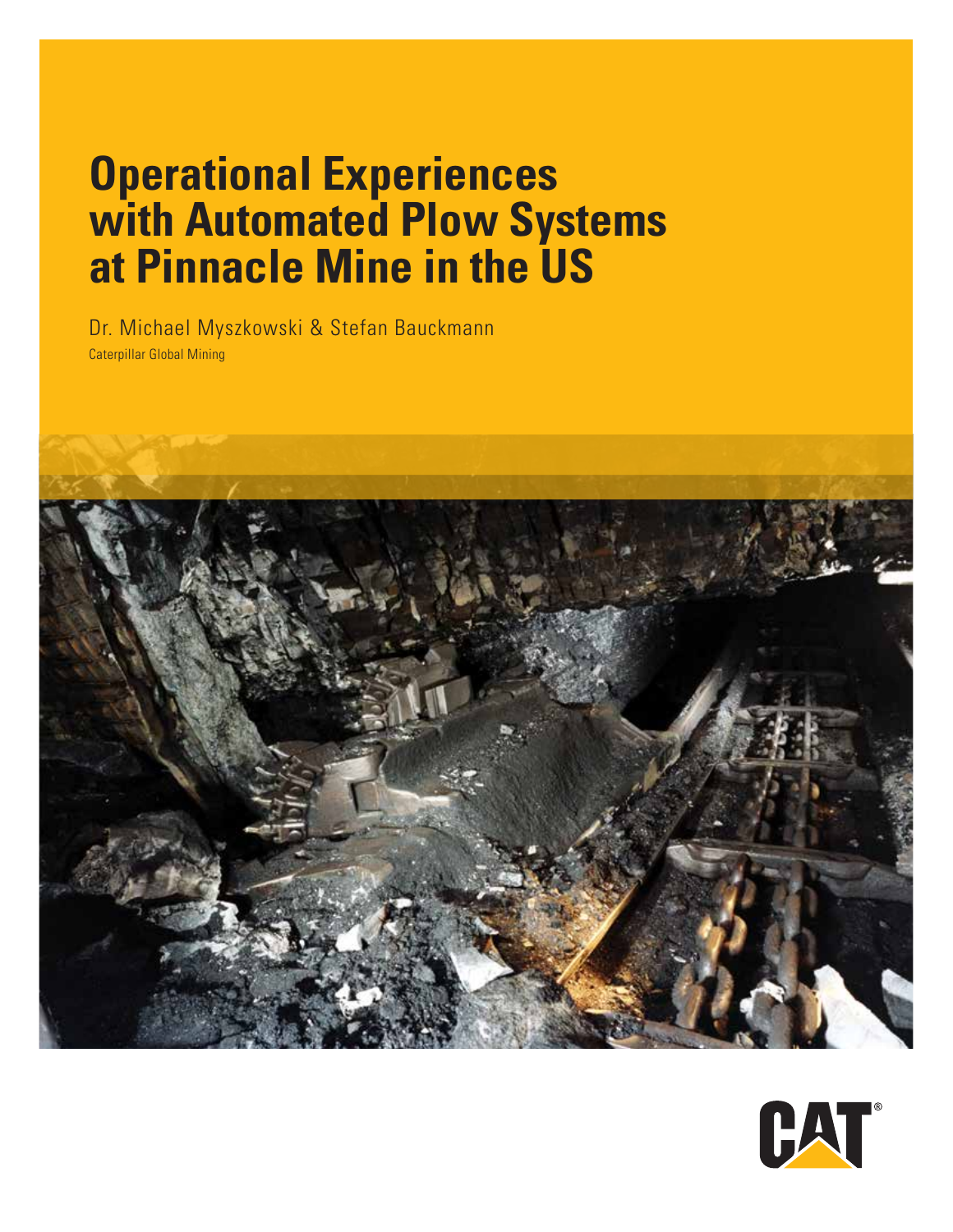# Operational Experiences with Automated Plow Systems at Pinnacle Mine in the US

Dr. Michael Myszkowski & Stefan Bauckmann

Caterpillar Global Mining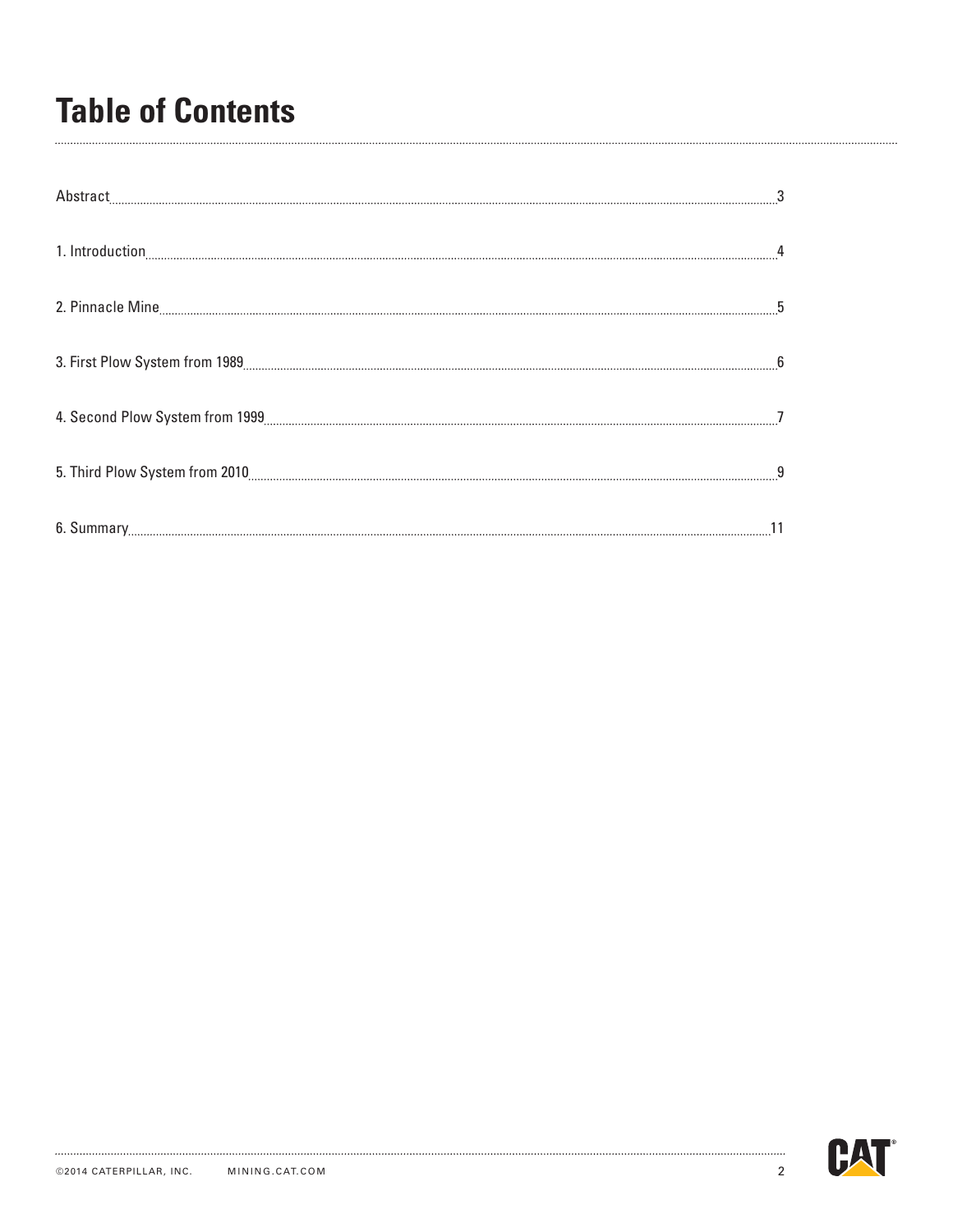# Table of Contents

| | |
|---|---|
| Abstract | 3 |
| 1. Introduction | 4 |
| 2. Pinnacle Mine | 5 |
| 3. First Plow System from 1989 | 6 |
| 4. Second Plow System from 1999 | 7 |
| 5. Third Plow System from 2010 | 9 |
| 6. Summary | 11 |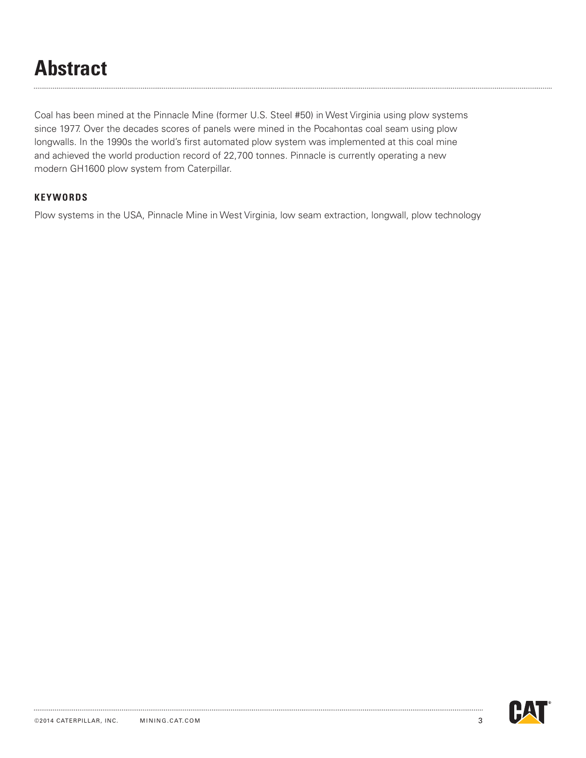# Abstract

Coal has been mined at the Pinnacle Mine (former U.S. Steel #50) in West Virginia using plow systems since 1977. Over the decades scores of panels were mined in the Pocahontas coal seam using plow longwalls. In the 1990s the world's first automated plow system was implemented at this coal mine and achieved the world production record of 22,700 tonnes. Pinnacle is currently operating a new modern GH1600 plow system from Caterpillar.

**KEYWORDS**

Plow systems in the USA, Pinnacle Mine in West Virginia, low seam extraction, longwall, plow technology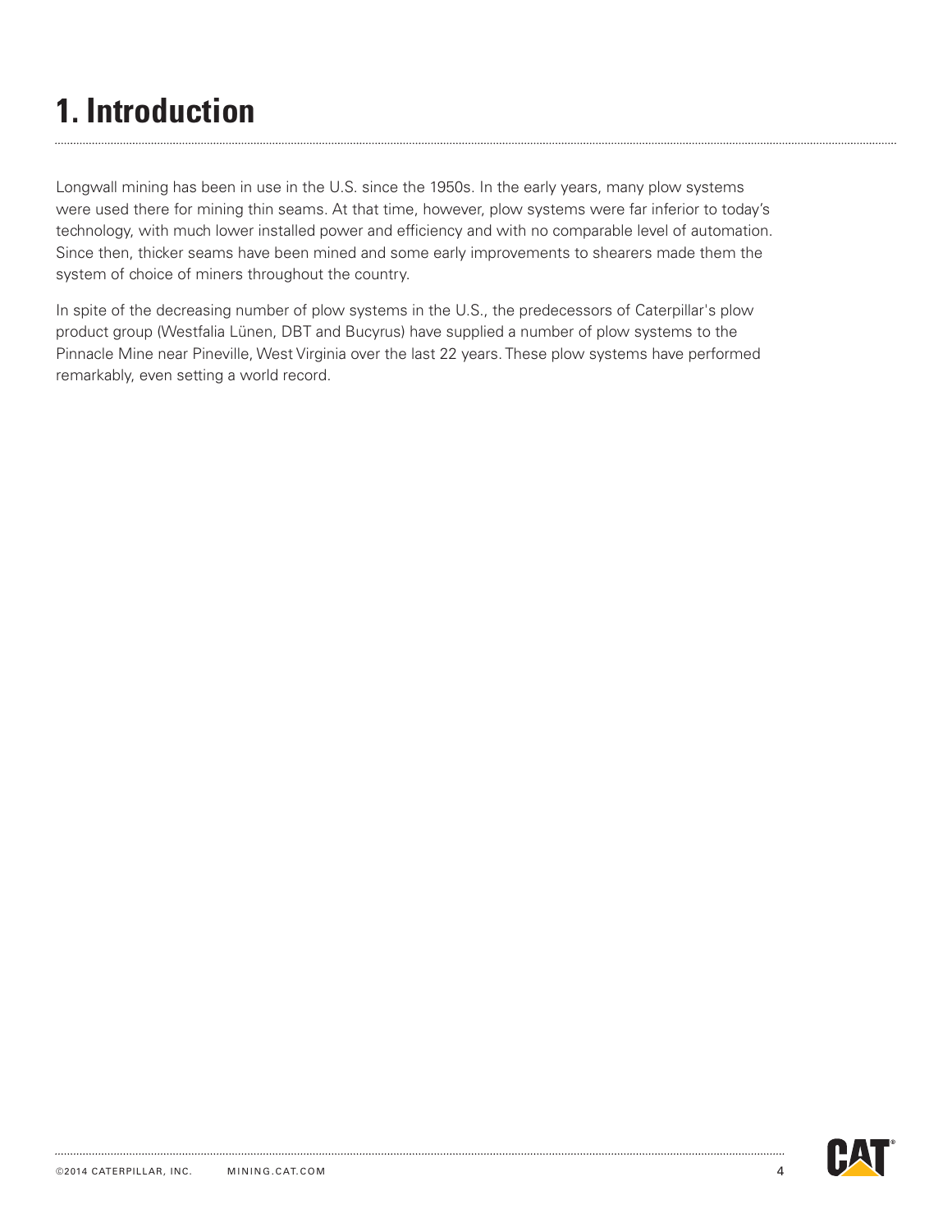# 1. Introduction

Longwall mining has been in use in the U.S. since the 1950s. In the early years, many plow systems were used there for mining thin seams. At that time, however, plow systems were far inferior to today's technology, with much lower installed power and efficiency and with no comparable level of automation. Since then, thicker seams have been mined and some early improvements to shearers made them the system of choice of miners throughout the country.

In spite of the decreasing number of plow systems in the U.S., the predecessors of Caterpillar's plow product group (Westfalia Lünen, DBT and Bucyrus) have supplied a number of plow systems to the Pinnacle Mine near Pineville, West Virginia over the last 22 years. These plow systems have performed remarkably, even setting a world record.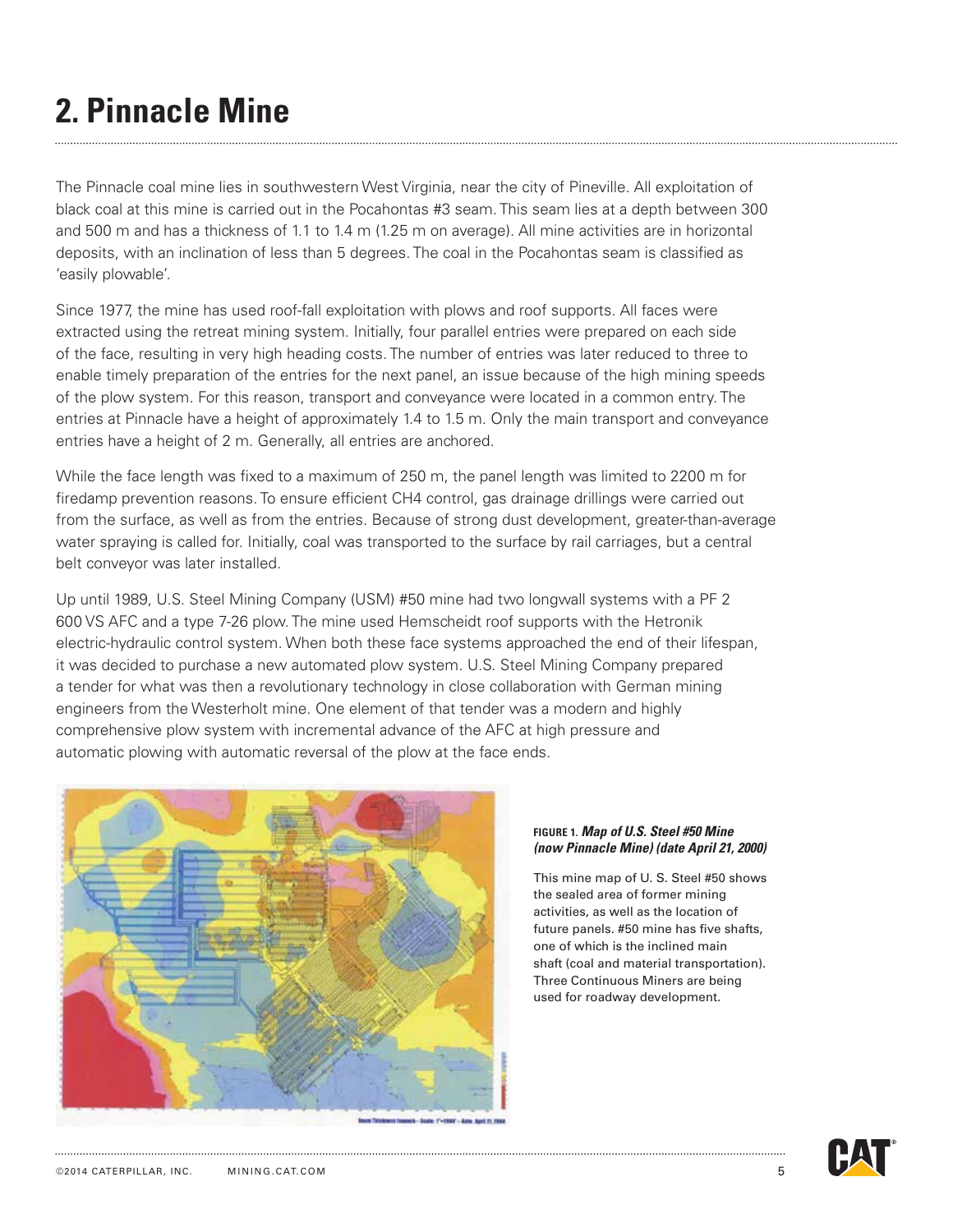## 2. Pinnacle Mine

The Pinnacle coal mine lies in southwestern West Virginia, near the city of Pineville. All exploitation of black coal at this mine is carried out in the Pocahontas #3 seam. This seam lies at a depth between 300 and 500 m and has a thickness of 1.1 to 1.4 m (1.25 m on average). All mine activities are in horizontal deposits, with an inclination of less than 5 degrees. The coal in the Pocahontas seam is classified as 'easily plowable'.

Since 1977, the mine has used roof-fall exploitation with plows and roof supports. All faces were extracted using the retreat mining system. Initially, four parallel entries were prepared on each side of the face, resulting in very high heading costs. The number of entries was later reduced to three to enable timely preparation of the entries for the next panel, an issue because of the high mining speeds of the plow system. For this reason, transport and conveyance were located in a common entry. The entries at Pinnacle have a height of approximately 1.4 to 1.5 m. Only the main transport and conveyance entries have a height of 2 m. Generally, all entries are anchored.

While the face length was fixed to a maximum of 250 m, the panel length was limited to 2200 m for firedamp prevention reasons. To ensure efficient $CH_4$ control, gas drainage drillings were carried out from the surface, as well as from the entries. Because of strong dust development, greater-than-average water spraying is called for. Initially, coal was transported to the surface by rail carriages, but a central belt conveyor was later installed.

Up until 1989, U.S. Steel Mining Company (USM) #50 mine had two longwall systems with a PF 2 600 VS AFC and a type 7-26 plow. The mine used Hemscheidt roof supports with the Hetronik electric-hydraulic control system. When both these face systems approached the end of their lifespan, it was decided to purchase a new automated plow system. U.S. Steel Mining Company prepared a tender for what was then a revolutionary technology in close collaboration with German mining engineers from the Westerholt mine. One element of that tender was a modern and highly comprehensive plow system with incremental advance of the AFC at high pressure and automatic plowing with automatic reversal of the plow at the face ends.

**FIGURE 1.** ***Map of U.S. Steel #50 Mine (now Pinnacle Mine) (date April 21, 2000)***

This mine map of U. S. Steel #50 shows the sealed area of former mining activities, as well as the location of future panels. #50 mine has five shafts, one of which is the inclined main shaft (coal and material transportation). Three Continuous Miners are being used for roadway development.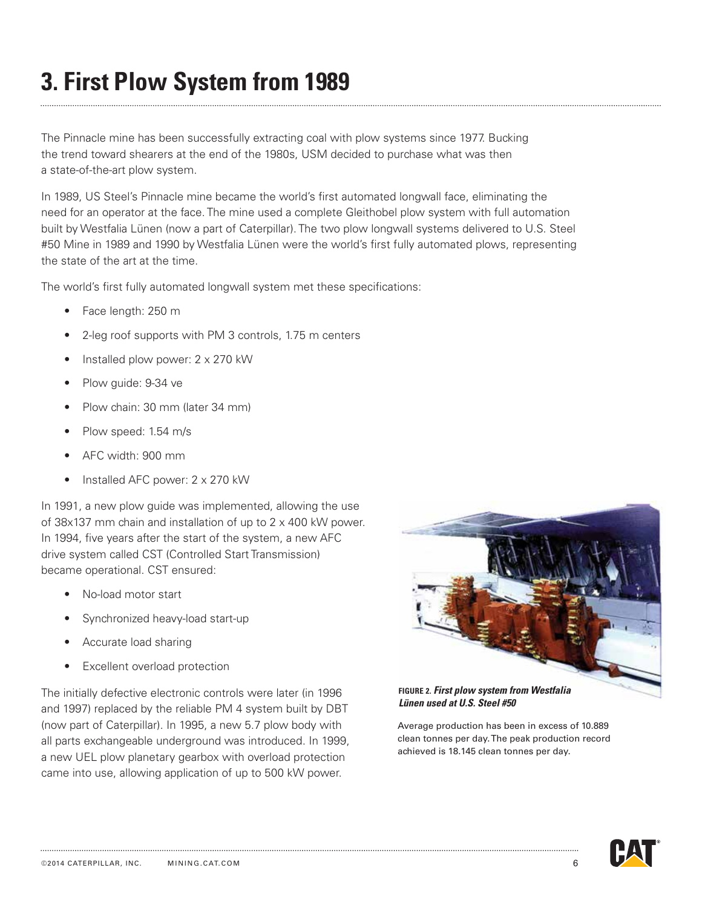# 3. First Plow System from 1989

The Pinnacle mine has been successfully extracting coal with plow systems since 1977. Bucking the trend toward shearers at the end of the 1980s, USM decided to purchase what was then a state-of-the-art plow system.

In 1989, US Steel's Pinnacle mine became the world's first automated longwall face, eliminating the need for an operator at the face. The mine used a complete Gleithobel plow system with full automation built by Westfalia Lünen (now a part of Caterpillar). The two plow longwall systems delivered to U.S. Steel #50 Mine in 1989 and 1990 by Westfalia Lünen were the world's first fully automated plows, representing the state of the art at the time.

The world's first fully automated longwall system met these specifications:

- Face length: 250 m
- 2-leg roof supports with PM 3 controls, 1.75 m centers
- Installed plow power: 2 x 270 kW
- Plow guide: 9-34 ve
- Plow chain: 30 mm (later 34 mm)
- Plow speed: 1.54 m/s
- AFC width: 900 mm
- Installed AFC power: 2 x 270 kW

In 1991, a new plow guide was implemented, allowing the use of 38x137 mm chain and installation of up to 2 x 400 kW power. In 1994, five years after the start of the system, a new AFC drive system called CST (Controlled Start Transmission) became operational. CST ensured:

- No-load motor start
- Synchronized heavy-load start-up
- Accurate load sharing
- Excellent overload protection

The initially defective electronic controls were later (in 1996 and 1997) replaced by the reliable PM 4 system built by DBT (now part of Caterpillar). In 1995, a new 5.7 plow body with all parts exchangeable underground was introduced. In 1999, a new UEL plow planetary gearbox with overload protection came into use, allowing application of up to 500 kW power.

**FIGURE 2.** ***First plow system from Westfalia Lünen used at U.S. Steel #50***

Average production has been in excess of 10.889 clean tonnes per day. The peak production record achieved is 18.145 clean tonnes per day.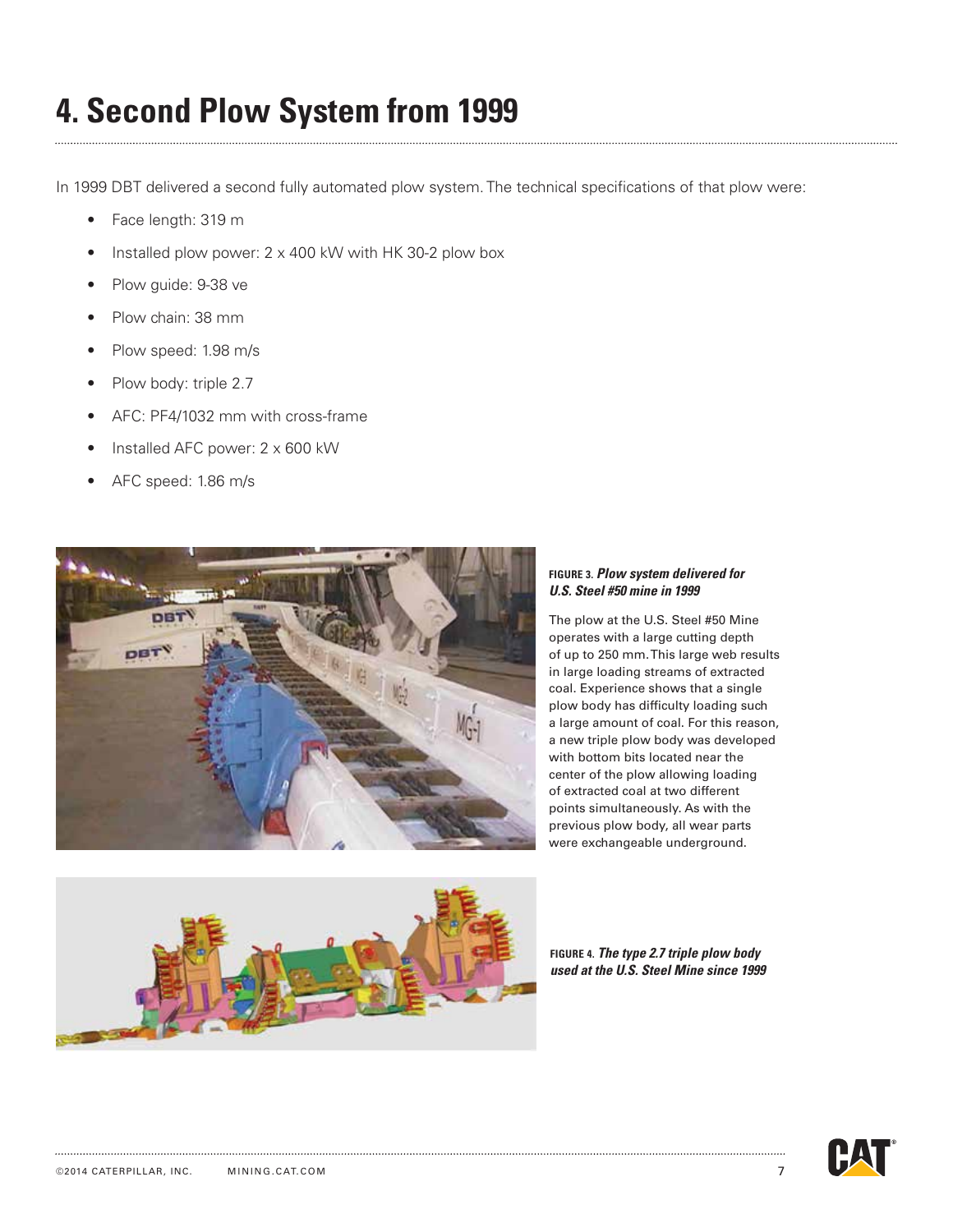# 4. Second Plow System from 1999

In 1999 DBT delivered a second fully automated plow system. The technical specifications of that plow were:

- Face length: 319 m
- Installed plow power: 2 x 400 kW with HK 30-2 plow box
- Plow guide: 9-38 ve
- Plow chain: 38 mm
- Plow speed: 1.98 m/s
- Plow body: triple 2.7
- AFC: PF4/1032 mm with cross-frame
- Installed AFC power: 2 x 600 kW
- AFC speed: 1.86 m/s

**FIGURE 3.** ***Plow system delivered for U.S. Steel #50 mine in 1999***

The plow at the U.S. Steel #50 Mine operates with a large cutting depth of up to 250 mm. This large web results in large loading streams of extracted coal. Experience shows that a single plow body has difficulty loading such a large amount of coal. For this reason, a new triple plow body was developed with bottom bits located near the center of the plow allowing loading of extracted coal at two different points simultaneously. As with the previous plow body, all wear parts were exchangeable underground.

**FIGURE 4.** ***The type 2.7 triple plow body used at the U.S. Steel Mine since 1999***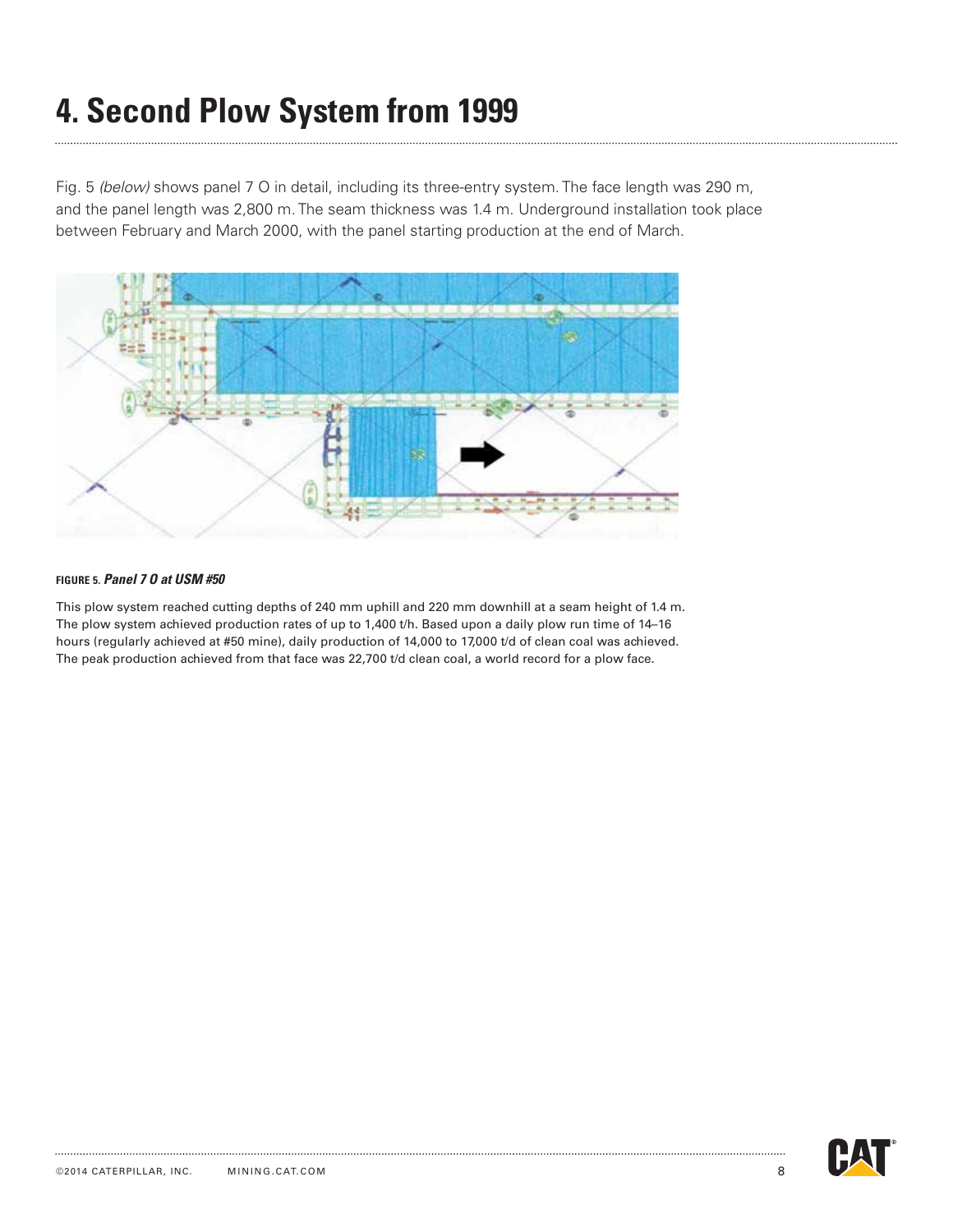# 4. Second Plow System from 1999

Fig. 5 *(below)* shows panel 7 O in detail, including its three-entry system. The face length was 290 m, and the panel length was 2,800 m. The seam thickness was 1.4 m. Underground installation took place between February and March 2000, with the panel starting production at the end of March.

**FIGURE 5.** ***Panel 7 O at USM #50***

This plow system reached cutting depths of 240 mm uphill and 220 mm downhill at a seam height of 1.4 m. The plow system achieved production rates of up to 1,400 t/h. Based upon a daily plow run time of 14–16 hours (regularly achieved at #50 mine), daily production of 14,000 to 17,000 t/d of clean coal was achieved. The peak production achieved from that face was 22,700 t/d clean coal, a world record for a plow face.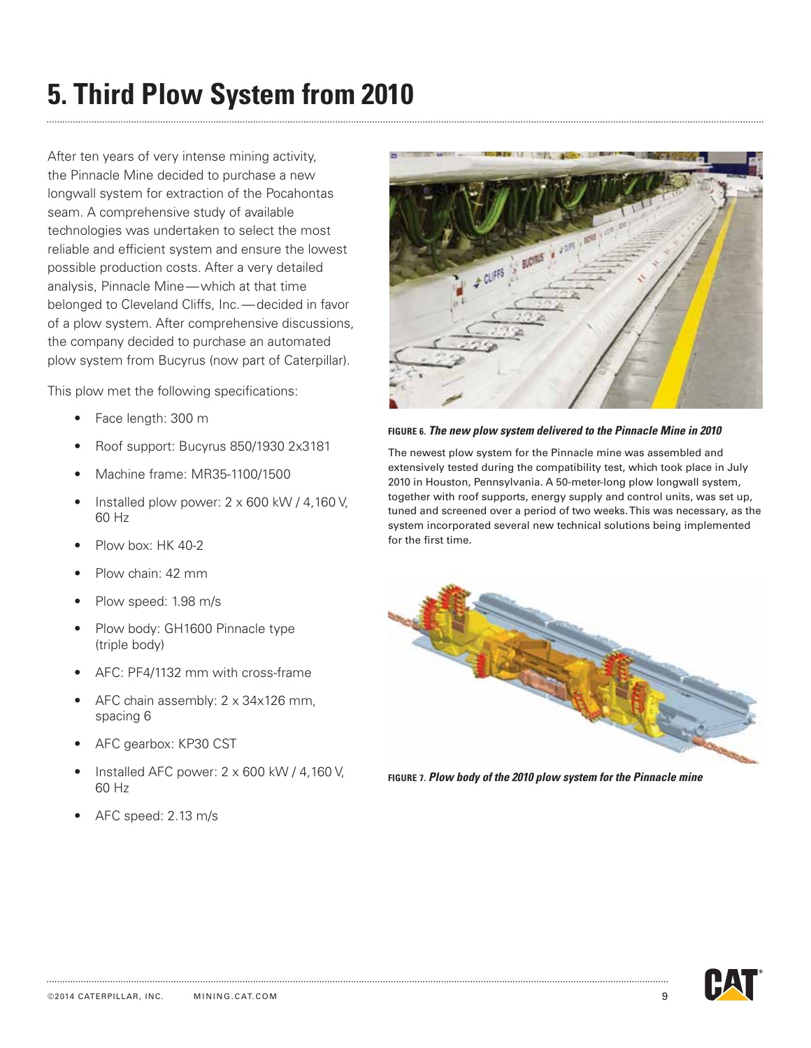# 5. Third Plow System from 2010

After ten years of very intense mining activity, the Pinnacle Mine decided to purchase a new longwall system for extraction of the Pocahontas seam. A comprehensive study of available technologies was undertaken to select the most reliable and efficient system and ensure the lowest possible production costs. After a very detailed analysis, Pinnacle Mine—which at that time belonged to Cleveland Cliffs, Inc.—decided in favor of a plow system. After comprehensive discussions, the company decided to purchase an automated plow system from Bucyrus (now part of Caterpillar).

This plow met the following specifications:

- Face length: 300 m
- Roof support: Bucyrus 850/1930 2x3181
- Machine frame: MR35-1100/1500
- Installed plow power: 2 x 600 kW / 4,160 V, 60 Hz
- Plow box: HK 40-2
- Plow chain: 42 mm
- Plow speed: 1.98 m/s
- Plow body: GH1600 Pinnacle type (triple body)
- AFC: PF4/1132 mm with cross-frame
- AFC chain assembly: 2 x 34x126 mm, spacing 6
- AFC gearbox: KP30 CST
- Installed AFC power: 2 x 600 kW / 4,160 V, 60 Hz
- AFC speed: 2.13 m/s

**FIGURE 6.** ***The new plow system delivered to the Pinnacle Mine in 2010***

The newest plow system for the Pinnacle mine was assembled and extensively tested during the compatibility test, which took place in July 2010 in Houston, Pennsylvania. A 50-meter-long plow longwall system, together with roof supports, energy supply and control units, was set up, tuned and screened over a period of two weeks. This was necessary, as the system incorporated several new technical solutions being implemented for the first time.

**FIGURE 7.** ***Plow body of the 2010 plow system for the Pinnacle mine***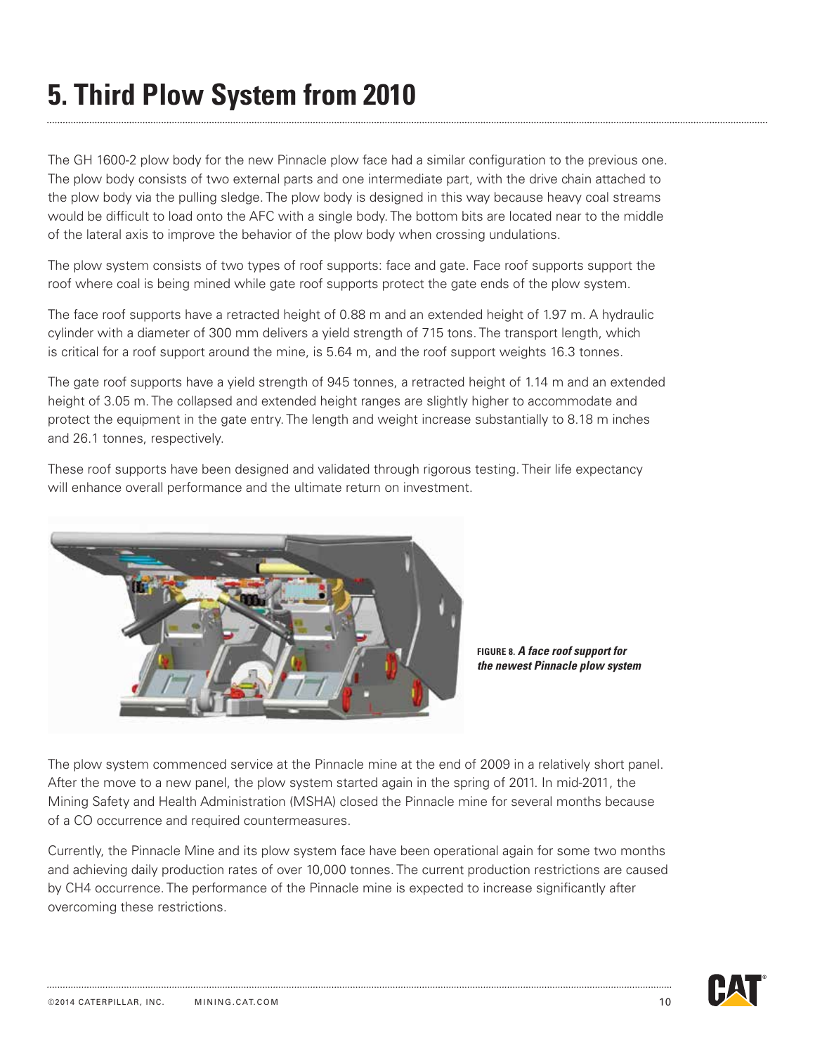# 5. Third Plow System from 2010

The GH 1600-2 plow body for the new Pinnacle plow face had a similar configuration to the previous one. The plow body consists of two external parts and one intermediate part, with the drive chain attached to the plow body via the pulling sledge. The plow body is designed in this way because heavy coal streams would be difficult to load onto the AFC with a single body. The bottom bits are located near to the middle of the lateral axis to improve the behavior of the plow body when crossing undulations.

The plow system consists of two types of roof supports: face and gate. Face roof supports support the roof where coal is being mined while gate roof supports protect the gate ends of the plow system.

The face roof supports have a retracted height of 0.88 m and an extended height of 1.97 m. A hydraulic cylinder with a diameter of 300 mm delivers a yield strength of 715 tons. The transport length, which is critical for a roof support around the mine, is 5.64 m, and the roof support weights 16.3 tonnes.

The gate roof supports have a yield strength of 945 tonnes, a retracted height of 1.14 m and an extended height of 3.05 m. The collapsed and extended height ranges are slightly higher to accommodate and protect the equipment in the gate entry. The length and weight increase substantially to 8.18 m inches and 26.1 tonnes, respectively.

These roof supports have been designed and validated through rigorous testing. Their life expectancy will enhance overall performance and the ultimate return on investment.

**FIGURE 8.** ***A face roof support for the newest Pinnacle plow system***

The plow system commenced service at the Pinnacle mine at the end of 2009 in a relatively short panel. After the move to a new panel, the plow system started again in the spring of 2011. In mid-2011, the Mining Safety and Health Administration (MSHA) closed the Pinnacle mine for several months because of a CO occurrence and required countermeasures.

Currently, the Pinnacle Mine and its plow system face have been operational again for some two months and achieving daily production rates of over 10,000 tonnes. The current production restrictions are caused by $CH_4$ occurrence. The performance of the Pinnacle mine is expected to increase significantly after overcoming these restrictions.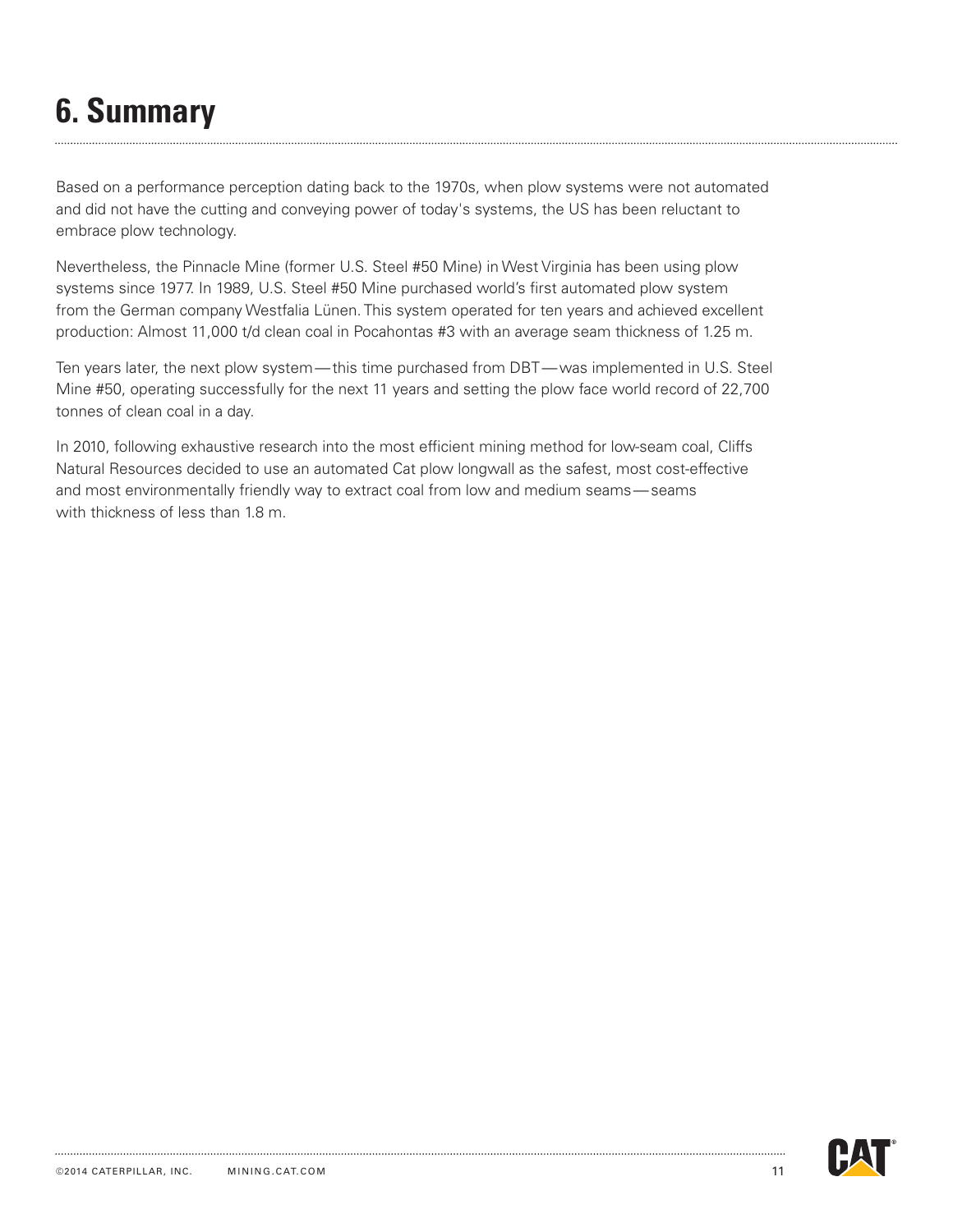# 6. Summary

Based on a performance perception dating back to the 1970s, when plow systems were not automated and did not have the cutting and conveying power of today's systems, the US has been reluctant to embrace plow technology.

Nevertheless, the Pinnacle Mine (former U.S. Steel #50 Mine) in West Virginia has been using plow systems since 1977. In 1989, U.S. Steel #50 Mine purchased world's first automated plow system from the German company Westfalia Lünen. This system operated for ten years and achieved excellent production: Almost 11,000 t/d clean coal in Pocahontas #3 with an average seam thickness of 1.25 m.

Ten years later, the next plow system — this time purchased from DBT — was implemented in U.S. Steel Mine #50, operating successfully for the next 11 years and setting the plow face world record of 22,700 tonnes of clean coal in a day.

In 2010, following exhaustive research into the most efficient mining method for low-seam coal, Cliffs Natural Resources decided to use an automated Cat plow longwall as the safest, most cost-effective and most environmentally friendly way to extract coal from low and medium seams — seams with thickness of less than 1.8 m.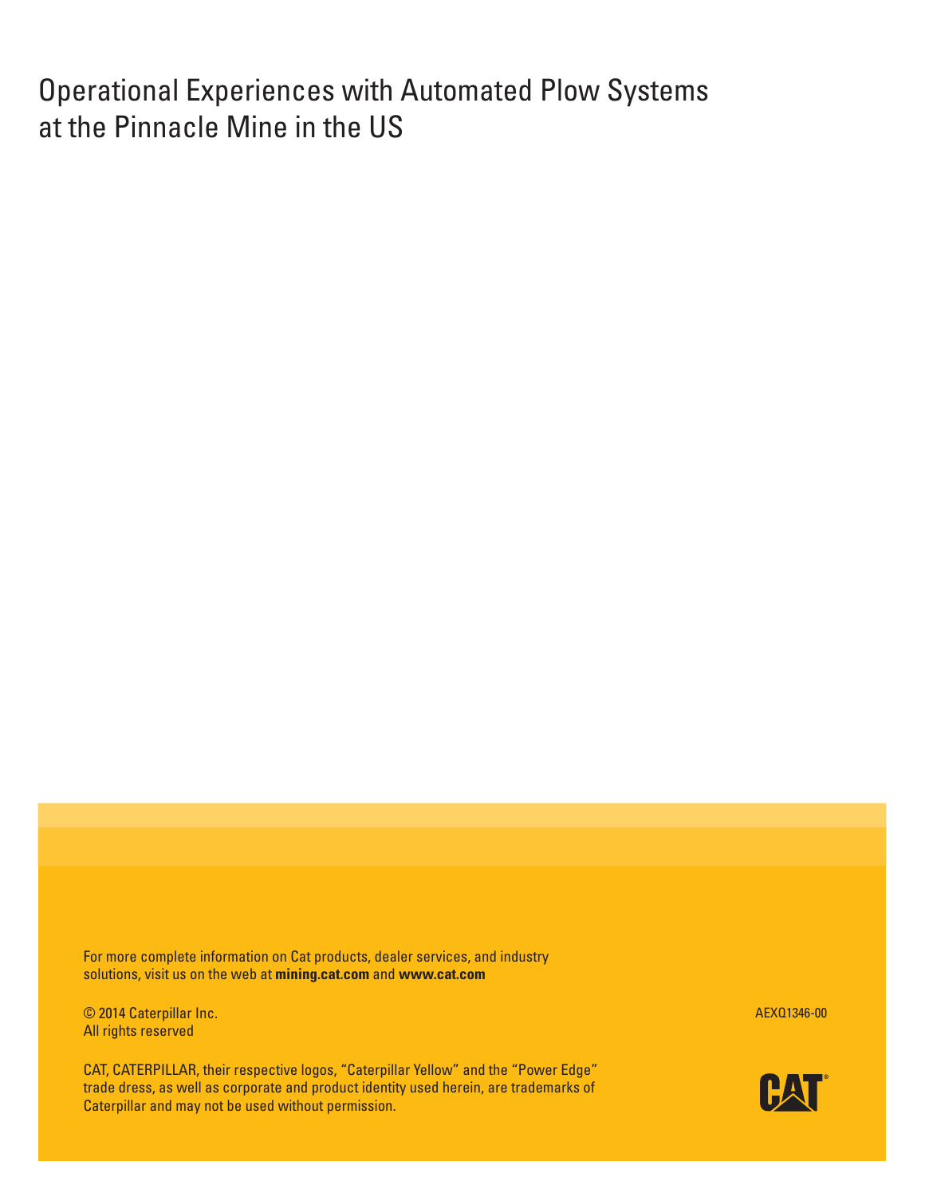# Operational Experiences with Automated Plow Systems at the Pinnacle Mine in the US

For more complete information on Cat products, dealer services, and industry solutions, visit us on the web at **mining.cat.com** and **www.cat.com**

© 2014 Caterpillar Inc.
All rights reserved

AEXQ1346-00

CAT, CATERPILLAR, their respective logos, "Caterpillar Yellow" and the "Power Edge" trade dress, as well as corporate and product identity used herein, are trademarks of Caterpillar and may not be used without permission.